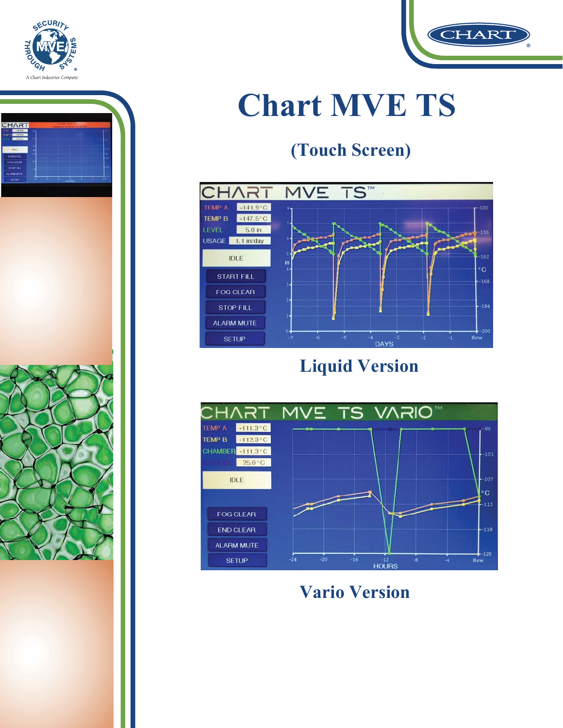# Chart MVE TS

## (Touch Screen)

Liquid Version

Vario Version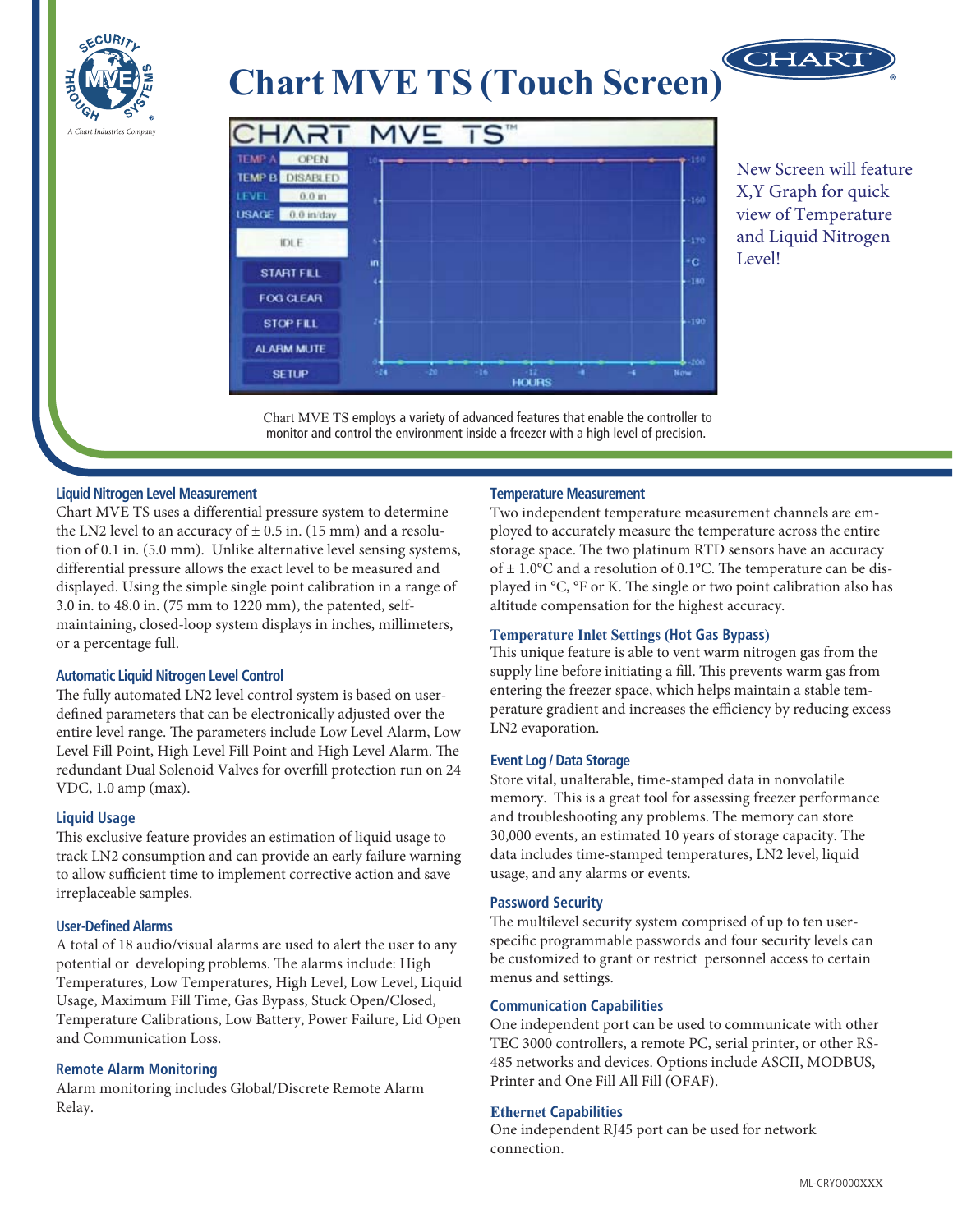# Chart MVE TS (Touch Screen)

CHART MVE TS™

TEMP A OPEN
TEMP B DISABLED
LEVEL 0.0 in
USAGE 0.0 in/day
IDLE
START FILL
FOG CLEAR
STOP FILL
ALARM MUTE
SETUP

in
°C
HOURS

New Screen will feature X,Y Graph for quick view of Temperature and Liquid Nitrogen Level!

Chart MVE TS employs a variety of advanced features that enable the controller to monitor and control the environment inside a freezer with a high level of precision.

### Liquid Nitrogen Level Measurement

Chart MVE TS uses a differential pressure system to determine the LN2 level to an accuracy of ± 0.5 in. (15 mm) and a resolution of 0.1 in. (5.0 mm). Unlike alternative level sensing systems, differential pressure allows the exact level to be measured and displayed. Using the simple single point calibration in a range of 3.0 in. to 48.0 in. (75 mm to 1220 mm), the patented, self-maintaining, closed-loop system displays in inches, millimeters, or a percentage full.

### Automatic Liquid Nitrogen Level Control

The fully automated LN2 level control system is based on user-defined parameters that can be electronically adjusted over the entire level range. The parameters include Low Level Alarm, Low Level Fill Point, High Level Fill Point and High Level Alarm. The redundant Dual Solenoid Valves for overfill protection run on 24 VDC, 1.0 amp (max).

### Liquid Usage

This exclusive feature provides an estimation of liquid usage to track LN2 consumption and can provide an early failure warning to allow sufficient time to implement corrective action and save irreplaceable samples.

### User-Defined Alarms

A total of 18 audio/visual alarms are used to alert the user to any potential or developing problems. The alarms include: High Temperatures, Low Temperatures, High Level, Low Level, Liquid Usage, Maximum Fill Time, Gas Bypass, Stuck Open/Closed, Temperature Calibrations, Low Battery, Power Failure, Lid Open and Communication Loss.

### Remote Alarm Monitoring

Alarm monitoring includes Global/Discrete Remote Alarm Relay.

### Temperature Measurement

Two independent temperature measurement channels are employed to accurately measure the temperature across the entire storage space. The two platinum RTD sensors have an accuracy of ± 1.0°C and a resolution of 0.1°C. The temperature can be displayed in °C, °F or K. The single or two point calibration also has altitude compensation for the highest accuracy.

### Temperature Inlet Settings (Hot Gas Bypass)

This unique feature is able to vent warm nitrogen gas from the supply line before initiating a fill. This prevents warm gas from entering the freezer space, which helps maintain a stable temperature gradient and increases the efficiency by reducing excess LN2 evaporation.

### Event Log / Data Storage

Store vital, unalterable, time-stamped data in nonvolatile memory. This is a great tool for assessing freezer performance and troubleshooting any problems. The memory can store 30,000 events, an estimated 10 years of storage capacity. The data includes time-stamped temperatures, LN2 level, liquid usage, and any alarms or events.

### Password Security

The multilevel security system comprised of up to ten user-specific programmable passwords and four security levels can be customized to grant or restrict personnel access to certain menus and settings.

### Communication Capabilities

One independent port can be used to communicate with other TEC 3000 controllers, a remote PC, serial printer, or other RS-485 networks and devices. Options include ASCII, MODBUS, Printer and One Fill All Fill (OFAF).

### Ethernet Capabilities

One independent RJ45 port can be used for network connection.

ML-CRYO000XXX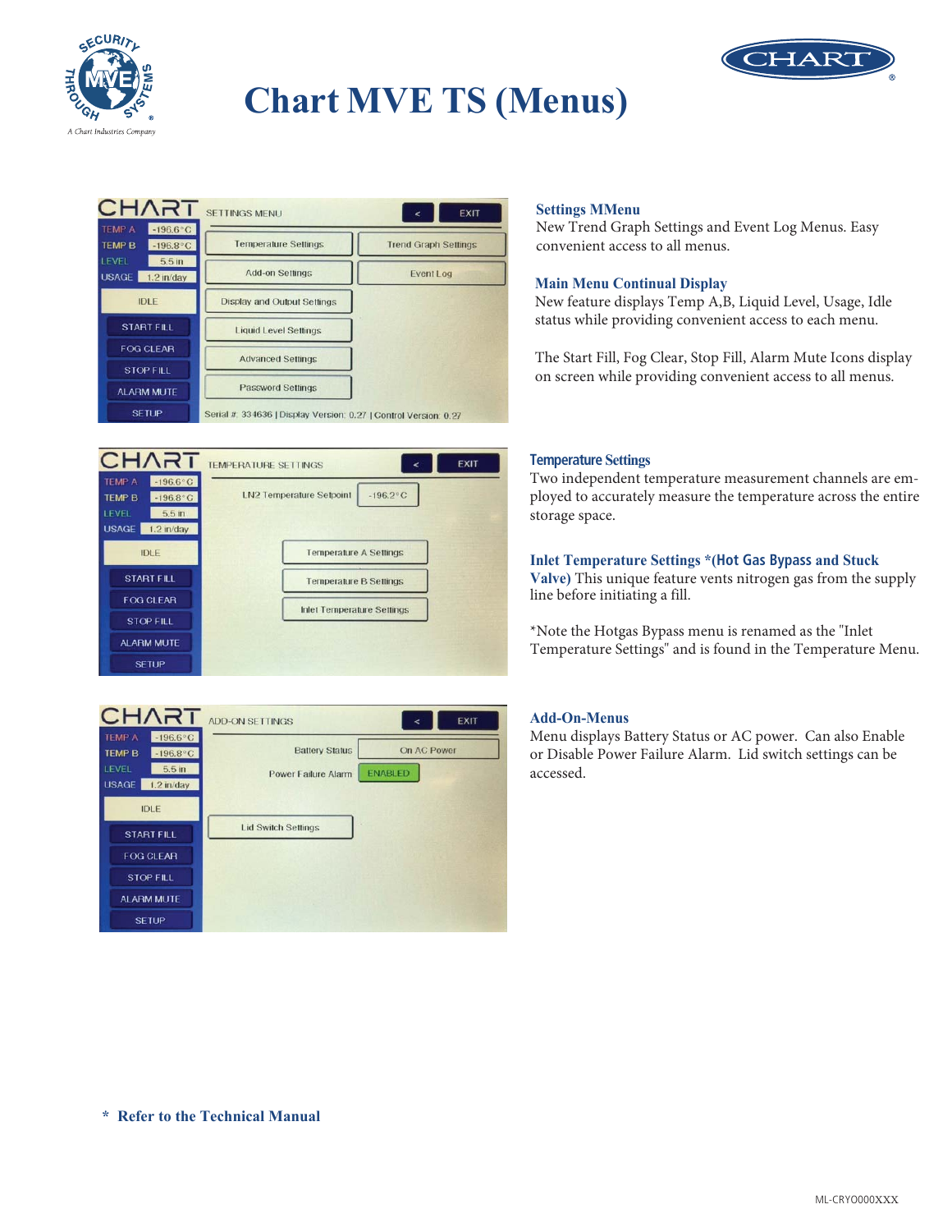# Chart MVE TS (Menus)

CHART

SETTINGS MENU

< EXIT

TEMP A -196.6°C
TEMP B -196.8°C
LEVEL 5.5 in
USAGE 1.2 in/day
IDLE
START FILL
FOG CLEAR
STOP FILL
ALARM MUTE
SETUP

Temperature Settings
Trend Graph Settings
Add-on Settings
Event Log
Display and Output Settings
Liquid Level Settings
Advanced Settings
Password Settings

Serial #: 334636 | Display Version: 0.27 | Control Version: 0.27

### Settings MMenu

New Trend Graph Settings and Event Log Menus. Easy convenient access to all menus.

### Main Menu Continual Display

New feature displays Temp A,B, Liquid Level, Usage, Idle status while providing convenient access to each menu.

The Start Fill, Fog Clear, Stop Fill, Alarm Mute Icons display on screen while providing convenient access to all menus.

CHART

TEMPERATURE SETTINGS

< EXIT

TEMP A -196.6°C
TEMP B -196.8°C
LEVEL 5.5 in
USAGE 1.2 in/day
IDLE
START FILL
FOG CLEAR
STOP FILL
ALARM MUTE
SETUP

LN2 Temperature Setpoint -196.2°C

Temperature A Settings
Temperature B Settings
Inlet Temperature Settings

### Temperature Settings

Two independent temperature measurement channels are employed to accurately measure the temperature across the entire storage space.

**Inlet Temperature Settings \*(Hot Gas Bypass and Stuck Valve)** This unique feature vents nitrogen gas from the supply line before initiating a fill.

\*Note the Hotgas Bypass menu is renamed as the "Inlet Temperature Settings" and is found in the Temperature Menu.

CHART

ADD-ON SETTINGS

< EXIT

TEMP A -196.6°C
TEMP B -196.8°C
LEVEL 5.5 in
USAGE 1.2 in/day
IDLE
START FILL
FOG CLEAR
STOP FILL
ALARM MUTE
SETUP

Battery Status On AC Power
Power Failure Alarm ENABLED

Lid Switch Settings

### Add-On-Menus

Menu displays Battery Status or AC power. Can also Enable or Disable Power Failure Alarm. Lid switch settings can be accessed.

**\* Refer to the Technical Manual**

ML-CRYO000XXX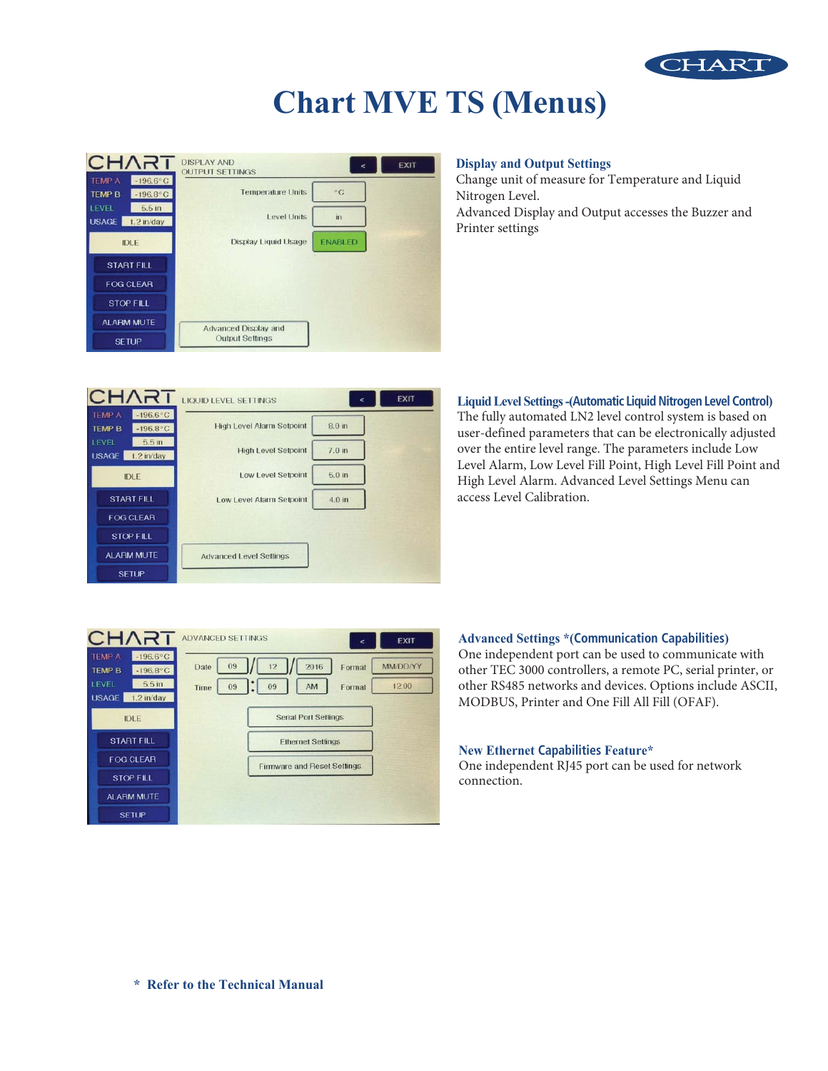# Chart MVE TS (Menus)

### Display and Output Settings

Change unit of measure for Temperature and Liquid Nitrogen Level.
Advanced Display and Output accesses the Buzzer and Printer settings

### Liquid Level Settings -(Automatic Liquid Nitrogen Level Control)

The fully automated LN2 level control system is based on user-defined parameters that can be electronically adjusted over the entire level range. The parameters include Low Level Alarm, Low Level Fill Point, High Level Fill Point and High Level Alarm. Advanced Level Settings Menu can access Level Calibration.

### Advanced Settings *(Communication Capabilities)

One independent port can be used to communicate with other TEC 3000 controllers, a remote PC, serial printer, or other RS485 networks and devices. Options include ASCII, MODBUS, Printer and One Fill All Fill (OFAF).

### New Ethernet Capabilities Feature*

One independent RJ45 port can be used for network connection.

\* Refer to the Technical Manual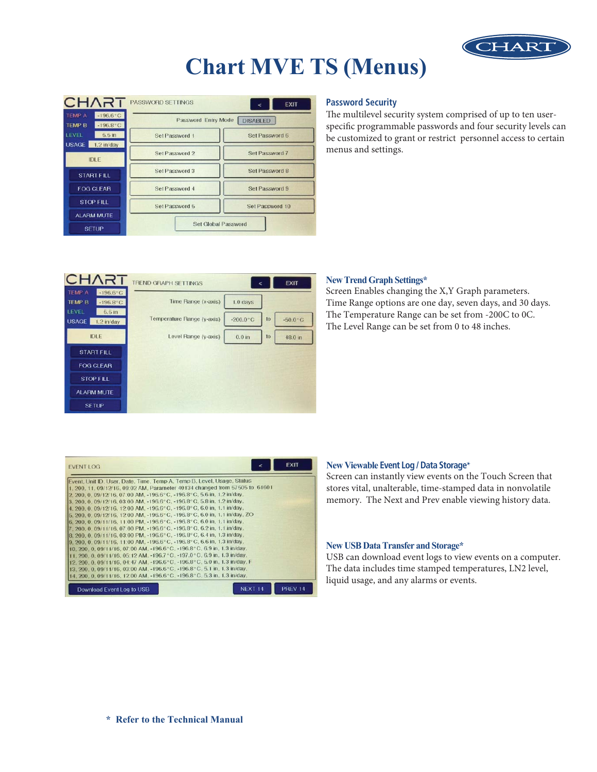# Chart MVE TS (Menus)

## Password Security

The multilevel security system comprised of up to ten user-specific programmable passwords and four security levels can be customized to grant or restrict personnel access to certain menus and settings.

## New Trend Graph Settings*

Screen Enables changing the X,Y Graph parameters. Time Range options are one day, seven days, and 30 days. The Temperature Range can be set from -200C to 0C. The Level Range can be set from 0 to 48 inches.

## New Viewable Event Log / Data Storage*

Screen can instantly view events on the Touch Screen that stores vital, unalterable, time-stamped data in nonvolatile memory. The Next and Prev enable viewing history data.

## New USB Data Transfer and Storage*

USB can download event logs to view events on a computer. The data includes time stamped temperatures, LN2 level, liquid usage, and any alarms or events.

**\* Refer to the Technical Manual**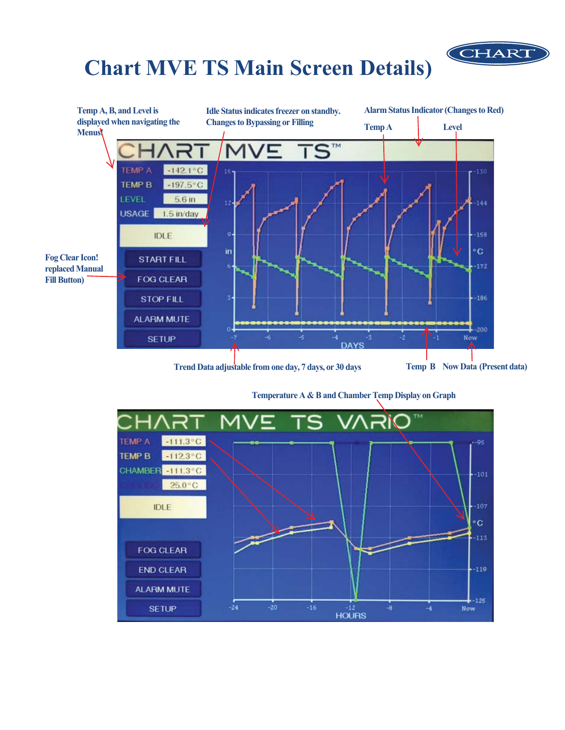# Chart MVE TS Main Screen Details)

Temp A, B, and Level is displayed when navigating the Menus!

Idle Status indicates freezer on standby. Changes to Bypassing or Filling

Alarm Status Indicator (Changes to Red)

Temp A

Level

CHART MVE TS™

TEMP A -142.1°C

TEMP B -197.5°C

LEVEL 5.6 in

USAGE 1.5 in/day

IDLE

START FILL

FOG CLEAR

STOP FILL

ALARM MUTE

SETUP

Fog Clear Icon! replaced Manual Fill Button)

Trend Data adjustable from one day, 7 days, or 30 days

Temp B

Now Data (Present data)

Temperature A & B and Chamber Temp Display on Graph

CHART MVE TS VARIO™

TEMP A -111.3°C

TEMP B -112.3°C

CHAMBER -111.3°C

25.0°C

IDLE

FOG CLEAR

END CLEAR

ALARM MUTE

SETUP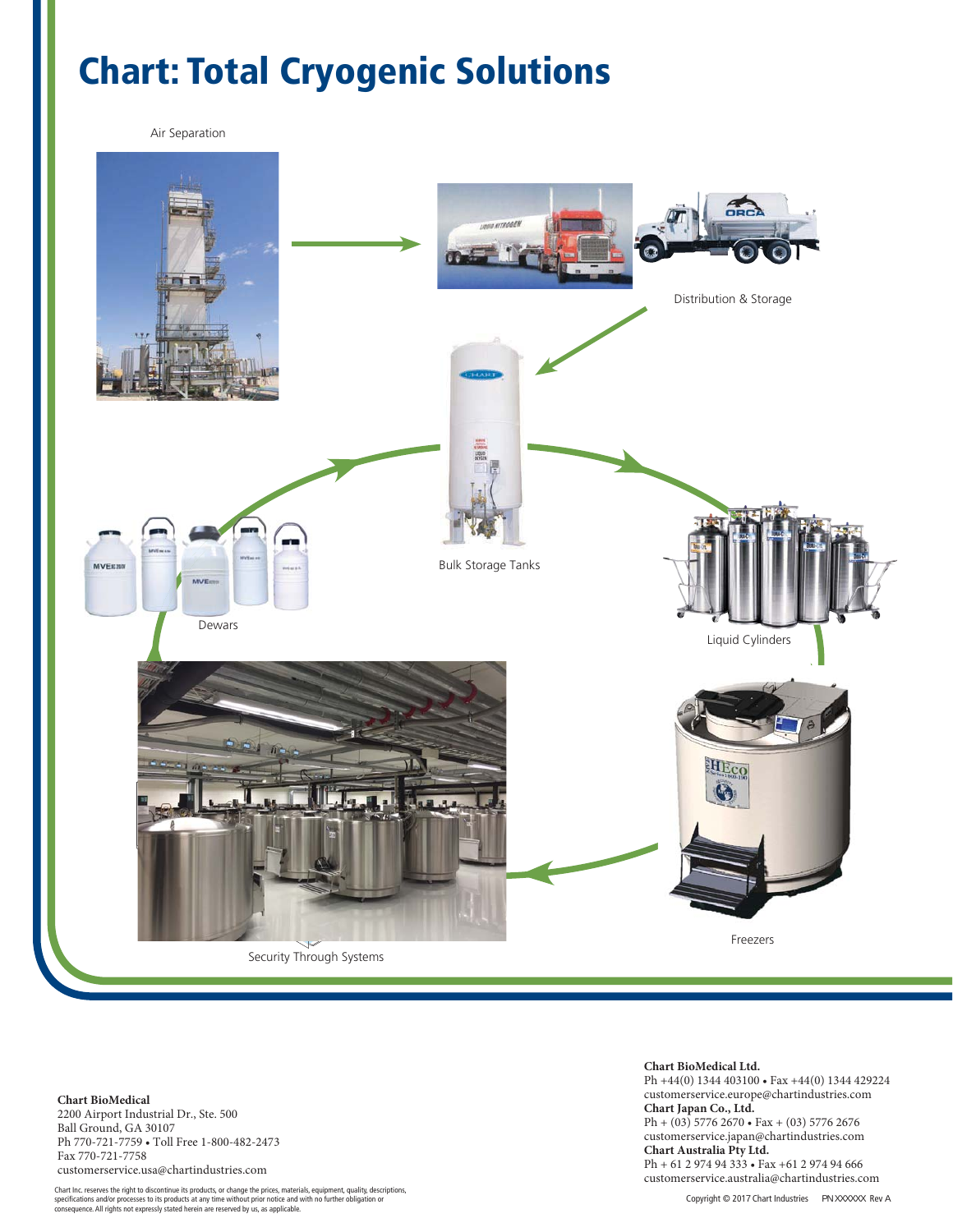# Chart: Total Cryogenic Solutions

Air Separation

Distribution & Storage

Bulk Storage Tanks

Dewars

Liquid Cylinders

Freezers

Security Through Systems

**Chart BioMedical**
2200 Airport Industrial Dr., Ste. 500
Ball Ground, GA 30107
Ph 770-721-7759 • Toll Free 1-800-482-2473
Fax 770-721-7758
customerservice.usa@chartindustries.com

**Chart BioMedical Ltd.**
Ph +44(0) 1344 403100 • Fax +44(0) 1344 429224
customerservice.europe@chartindustries.com

**Chart Japan Co., Ltd.**
Ph + (03) 5776 2670 • Fax + (03) 5776 2676
customerservice.japan@chartindustries.com

**Chart Australia Pty Ltd.**
Ph + 61 2 974 94 333 • Fax +61 2 974 94 666
customerservice.australia@chartindustries.com

Chart Inc. reserves the right to discontinue its products, or change the prices, materials, equipment, quality, descriptions, specifications and/or processes to its products at any time without prior notice and with no further obligation or consequence. All rights not expressly stated herein are reserved by us, as applicable.

Copyright © 2017 Chart Industries PN XXXXXX Rev A